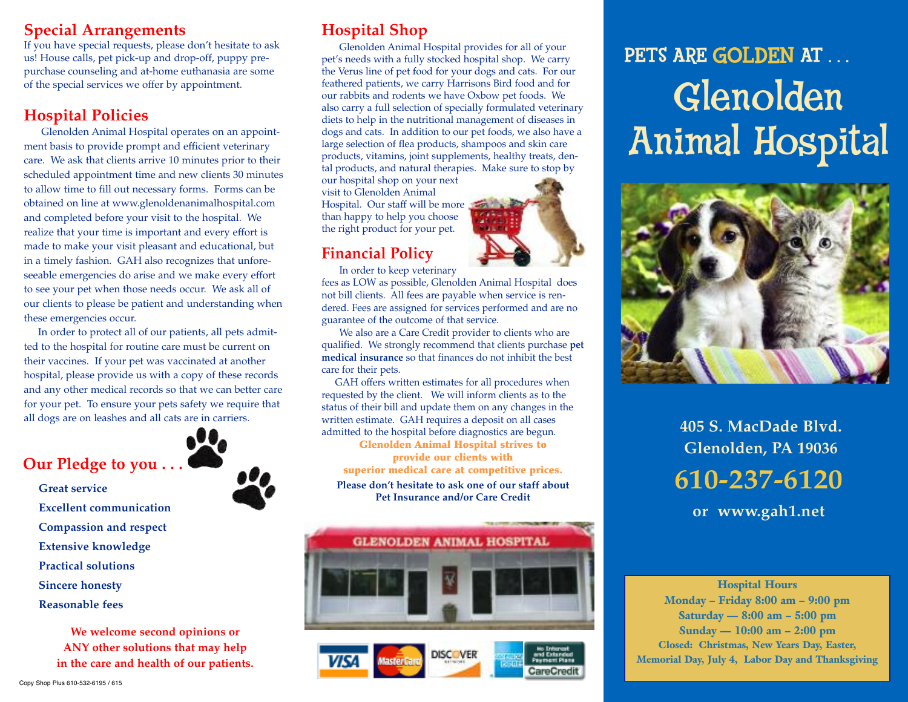## Special Arrangements

If you have special requests, please don't hesitate to ask us! House calls, pet pick-up and drop-off, puppy pre-purchase counseling and at-home euthanasia are some of the special services we offer by appointment.

## Hospital Policies

Glenolden Animal Hospital operates on an appointment basis to provide prompt and efficient veterinary care. We ask that clients arrive 10 minutes prior to their scheduled appointment time and new clients 30 minutes to allow time to fill out necessary forms. Forms can be obtained on line at www.glenoldenanimalhospital.com and completed before your visit to the hospital. We realize that your time is important and every effort is made to make your visit pleasant and educational, but in a timely fashion. GAH also recognizes that unforeseeable emergencies do arise and we make every effort to see your pet when those needs occur. We ask all of our clients to please be patient and understanding when these emergencies occur.

In order to protect all of our patients, all pets admitted to the hospital for routine care must be current on their vaccines. If your pet was vaccinated at another hospital, please provide us with a copy of these records and any other medical records so that we can better care for your pet. To ensure your pets safety we require that all dogs are on leashes and all cats are in carriers.

## Our Pledge to you . . .

**Great service**

**Excellent communication**

**Compassion and respect**

**Extensive knowledge**

**Practical solutions**

**Sincere honesty**

**Reasonable fees**

**We welcome second opinions or ANY other solutions that may help in the care and health of our patients.**

## Hospital Shop

Glenolden Animal Hospital provides for all of your pet's needs with a fully stocked hospital shop. We carry the Verus line of pet food for your dogs and cats. For our feathered patients, we carry Harrisons Bird food and for our rabbits and rodents we have Oxbow pet foods. We also carry a full selection of specially formulated veterinary diets to help in the nutritional management of diseases in dogs and cats. In addition to our pet foods, we also have a large selection of flea products, shampoos and skin care products, vitamins, joint supplements, healthy treats, dental products, and natural therapies. Make sure to stop by our hospital shop on your next visit to Glenolden Animal Hospital. Our staff will be more than happy to help you choose the right product for your pet.

## Financial Policy

In order to keep veterinary fees as LOW as possible, Glenolden Animal Hospital does not bill clients. All fees are payable when service is rendered. Fees are assigned for services performed and are no guarantee of the outcome of that service.

We also are a Care Credit provider to clients who are qualified. We strongly recommend that clients purchase **pet medical insurance** so that finances do not inhibit the best care for their pets.

GAH offers written estimates for all procedures when requested by the client. We will inform clients as to the status of their bill and update them on any changes in the written estimate. GAH requires a deposit on all cases admitted to the hospital before diagnostics are begun.

**Glenolden Animal Hospital strives to provide our clients with superior medical care at competitive prices.**

**Please don't hesitate to ask one of our staff about Pet Insurance and/or Care Credit**

GLENOLDEN ANIMAL HOSPITAL

VISA · MasterCard · DISCOVER · American Express · CareCredit (No Interest and Extended Payment Plans)

# PETS ARE GOLDEN AT . . .

# Glenolden Animal Hospital

**405 S. MacDade Blvd.**
**Glenolden, PA 19036**

**610-237-6120**

**or www.gah1.net**

**Hospital Hours**
**Monday – Friday 8:00 am – 9:00 pm**
**Saturday — 8:00 am – 5:00 pm**
**Sunday — 10:00 am – 2:00 pm**
**Closed: Christmas, New Years Day, Easter, Memorial Day, July 4, Labor Day and Thanksgiving**

Copy Shop Plus 610-532-6195 / 615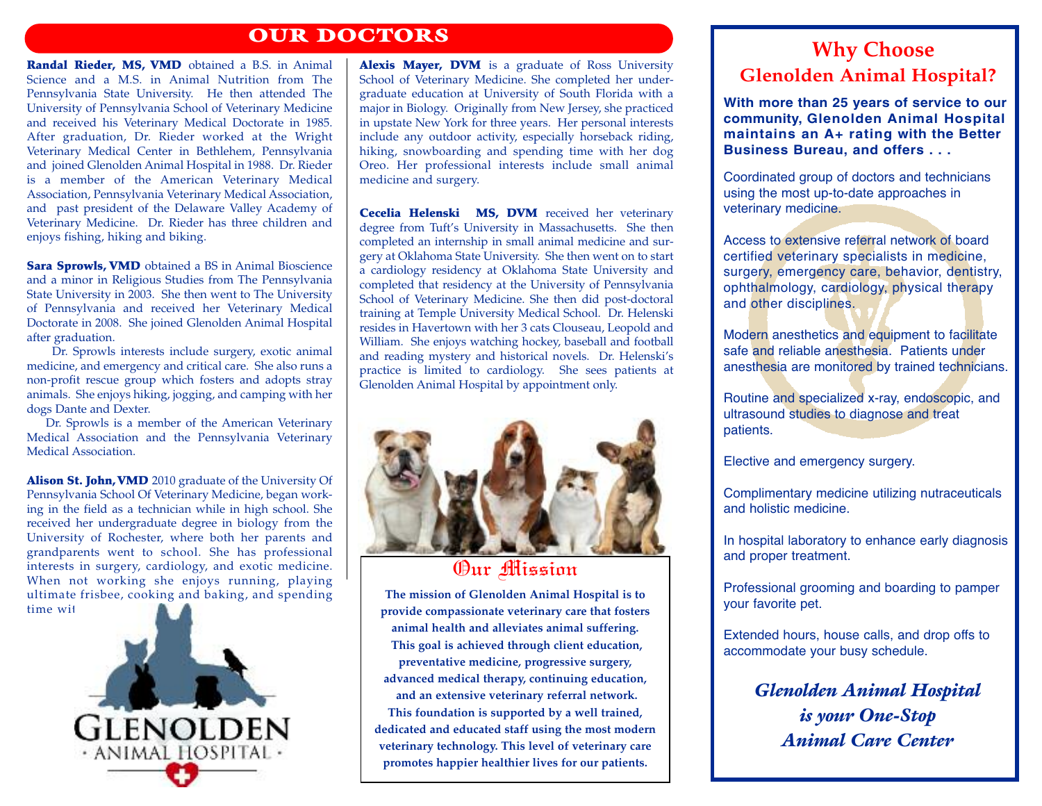# OUR DOCTORS

**Randal Rieder, MS, VMD** obtained a B.S. in Animal Science and a M.S. in Animal Nutrition from The Pennsylvania State University. He then attended The University of Pennsylvania School of Veterinary Medicine and received his Veterinary Medical Doctorate in 1985. After graduation, Dr. Rieder worked at the Wright Veterinary Medical Center in Bethlehem, Pennsylvania and joined Glenolden Animal Hospital in 1988. Dr. Rieder is a member of the American Veterinary Medical Association, Pennsylvania Veterinary Medical Association, and past president of the Delaware Valley Academy of Veterinary Medicine. Dr. Rieder has three children and enjoys fishing, hiking and biking.

**Sara Sprowls, VMD** obtained a BS in Animal Bioscience and a minor in Religious Studies from The Pennsylvania State University in 2003. She then went to The University of Pennsylvania and received her Veterinary Medical Doctorate in 2008. She joined Glenolden Animal Hospital after graduation.

Dr. Sprowls interests include surgery, exotic animal medicine, and emergency and critical care. She also runs a non-profit rescue group which fosters and adopts stray animals. She enjoys hiking, jogging, and camping with her dogs Dante and Dexter.

Dr. Sprowls is a member of the American Veterinary Medical Association and the Pennsylvania Veterinary Medical Association.

**Alison St. John, VMD** 2010 graduate of the University Of Pennsylvania School Of Veterinary Medicine, began working in the field as a technician while in high school. She received her undergraduate degree in biology from the University of Rochester, where both her parents and grandparents went to school. She has professional interests in surgery, cardiology, and exotic medicine. When not working she enjoys running, playing ultimate frisbee, cooking and baking, and spending time wi

**Alexis Mayer, DVM** is a graduate of Ross University School of Veterinary Medicine. She completed her undergraduate education at University of South Florida with a major in Biology. Originally from New Jersey, she practiced in upstate New York for three years. Her personal interests include any outdoor activity, especially horseback riding, hiking, snowboarding and spending time with her dog Oreo. Her professional interests include small animal medicine and surgery.

**Cecelia Helenski MS, DVM** received her veterinary degree from Tuft's University in Massachusetts. She then completed an internship in small animal medicine and surgery at Oklahoma State University. She then went on to start a cardiology residency at Oklahoma State University and completed that residency at the University of Pennsylvania School of Veterinary Medicine. She then did post-doctoral training at Temple University Medical School. Dr. Helenski resides in Havertown with her 3 cats Clouseau, Leopold and William. She enjoys watching hockey, baseball and football and reading mystery and historical novels. Dr. Helenski's practice is limited to cardiology. She sees patients at Glenolden Animal Hospital by appointment only.

GLENOLDEN
· ANIMAL HOSPITAL ·

## Our Mission

**The mission of Glenolden Animal Hospital is to provide compassionate veterinary care that fosters animal health and alleviates animal suffering. This goal is achieved through client education, preventative medicine, progressive surgery, advanced medical therapy, continuing education, and an extensive veterinary referral network. This foundation is supported by a well trained, dedicated and educated staff using the most modern veterinary technology. This level of veterinary care promotes happier healthier lives for our patients.**

## Why Choose Glenolden Animal Hospital?

**With more than 25 years of service to our community, Glenolden Animal Hospital maintains an A+ rating with the Better Business Bureau, and offers . . .**

Coordinated group of doctors and technicians using the most up-to-date approaches in veterinary medicine.

Access to extensive referral network of board certified veterinary specialists in medicine, surgery, emergency care, behavior, dentistry, ophthalmology, cardiology, physical therapy and other disciplines.

Modern anesthetics and equipment to facilitate safe and reliable anesthesia. Patients under anesthesia are monitored by trained technicians.

Routine and specialized x-ray, endoscopic, and ultrasound studies to diagnose and treat patients.

Elective and emergency surgery.

Complimentary medicine utilizing nutraceuticals and holistic medicine.

In hospital laboratory to enhance early diagnosis and proper treatment.

Professional grooming and boarding to pamper your favorite pet.

Extended hours, house calls, and drop offs to accommodate your busy schedule.

***Glenolden Animal Hospital is your One-Stop Animal Care Center***